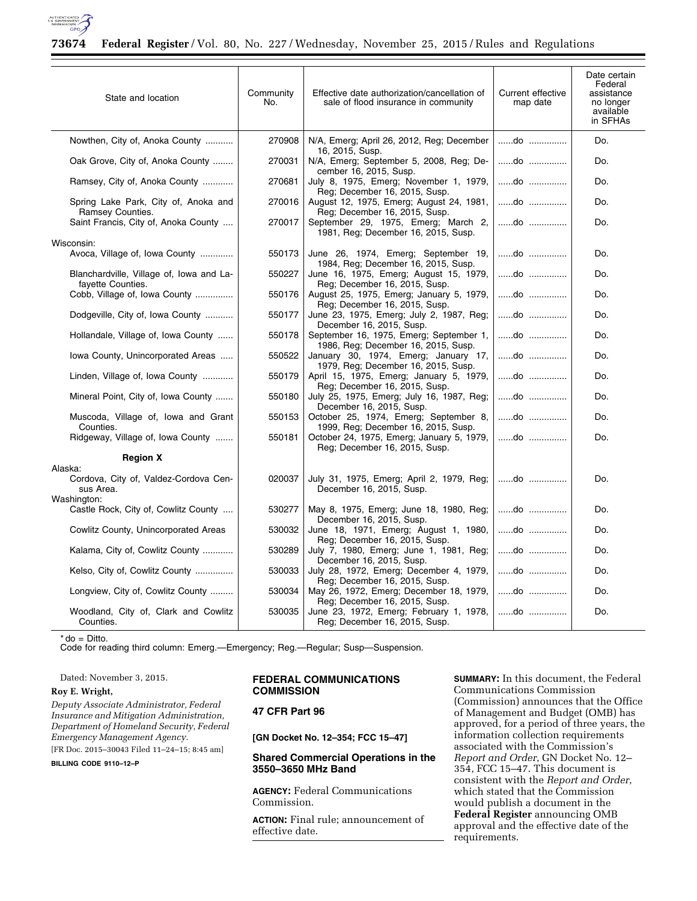| State and location | Community No. | Effective date authorization/cancellation of sale of flood insurance in community | Current effective map date | Date certain Federal assistance no longer available in SFHAs |
|---|---|---|---|---|
| Nowthen, City of, Anoka County | 270908 | N/A, Emerg; April 26, 2012, Reg; December 16, 2015, Susp. | ......do | Do. |
| Oak Grove, City of, Anoka County | 270031 | N/A, Emerg; September 5, 2008, Reg; December 16, 2015, Susp. | ......do | Do. |
| Ramsey, City of, Anoka County | 270681 | July 8, 1975, Emerg; November 1, 1979, Reg; December 16, 2015, Susp. | ......do | Do. |
| Spring Lake Park, City of, Anoka and Ramsey Counties. | 270016 | August 12, 1975, Emerg; August 24, 1981, Reg; December 16, 2015, Susp. | ......do | Do. |
| Saint Francis, City of, Anoka County | 270017 | September 29, 1975, Emerg; March 2, 1981, Reg; December 16, 2015, Susp. | ......do | Do. |
| Wisconsin: | | | | |
| Avoca, Village of, Iowa County | 550173 | June 26, 1974, Emerg; September 19, 1984, Reg; December 16, 2015, Susp. | ......do | Do. |
| Blanchardville, Village of, Iowa and Lafayette Counties. | 550227 | June 16, 1975, Emerg; August 15, 1979, Reg; December 16, 2015, Susp. | ......do | Do. |
| Cobb, Village of, Iowa County | 550176 | August 25, 1975, Emerg; January 5, 1979, Reg; December 16, 2015, Susp. | ......do | Do. |
| Dodgeville, City of, Iowa County | 550177 | June 23, 1975, Emerg; July 2, 1987, Reg; December 16, 2015, Susp. | ......do | Do. |
| Hollandale, Village of, Iowa County | 550178 | September 16, 1975, Emerg; September 1, 1986, Reg; December 16, 2015, Susp. | ......do | Do. |
| Iowa County, Unincorporated Areas | 550522 | January 30, 1974, Emerg; January 17, 1979, Reg; December 16, 2015, Susp. | ......do | Do. |
| Linden, Village of, Iowa County | 550179 | April 15, 1975, Emerg; January 5, 1979, Reg; December 16, 2015, Susp. | ......do | Do. |
| Mineral Point, City of, Iowa County | 550180 | July 25, 1975, Emerg; July 16, 1987, Reg; December 16, 2015, Susp. | ......do | Do. |
| Muscoda, Village of, Iowa and Grant Counties. | 550153 | October 25, 1974, Emerg; September 8, 1999, Reg; December 16, 2015, Susp. | ......do | Do. |
| Ridgeway, Village of, Iowa County | 550181 | October 24, 1975, Emerg; January 5, 1979, Reg; December 16, 2015, Susp. | ......do | Do. |
| **Region X** | | | | |
| Alaska: | | | | |
| Cordova, City of, Valdez-Cordova Census Area. | 020037 | July 31, 1975, Emerg; April 2, 1979, Reg; December 16, 2015, Susp. | ......do | Do. |
| Washington: | | | | |
| Castle Rock, City of, Cowlitz County | 530277 | May 8, 1975, Emerg; June 18, 1980, Reg; December 16, 2015, Susp. | ......do | Do. |
| Cowlitz County, Unincorporated Areas | 530032 | June 18, 1971, Emerg; August 1, 1980, Reg; December 16, 2015, Susp. | ......do | Do. |
| Kalama, City of, Cowlitz County | 530289 | July 7, 1980, Emerg; June 1, 1981, Reg; December 16, 2015, Susp. | ......do | Do. |
| Kelso, City of, Cowlitz County | 530033 | July 28, 1972, Emerg; December 4, 1979, Reg; December 16, 2015, Susp. | ......do | Do. |
| Longview, City of, Cowlitz County | 530034 | May 26, 1972, Emerg; December 18, 1979, Reg; December 16, 2015, Susp. | ......do | Do. |
| Woodland, City of, Clark and Cowlitz Counties. | 530035 | June 23, 1972, Emerg; February 1, 1978, Reg; December 16, 2015, Susp. | ......do | Do. |

* do = Ditto.
Code for reading third column: Emerg.—Emergency; Reg.—Regular; Susp—Suspension.

Dated: November 3, 2015.

**Roy E. Wright,**

*Deputy Associate Administrator, Federal Insurance and Mitigation Administration, Department of Homeland Security, Federal Emergency Management Agency.*

[FR Doc. 2015–30043 Filed 11–24–15; 8:45 am]

**BILLING CODE 9110–12–P**

## FEDERAL COMMUNICATIONS COMMISSION

### 47 CFR Part 96

**[GN Docket No. 12–354; FCC 15–47]**

### Shared Commercial Operations in the 3550–3650 MHz Band

**AGENCY:** Federal Communications Commission.

**ACTION:** Final rule; announcement of effective date.

**SUMMARY:** In this document, the Federal Communications Commission (Commission) announces that the Office of Management and Budget (OMB) has approved, for a period of three years, the information collection requirements associated with the Commission's *Report and Order,* GN Docket No. 12–354, FCC 15–47. This document is consistent with the *Report and Order*, which stated that the Commission would publish a document in the **Federal Register** announcing OMB approval and the effective date of the requirements.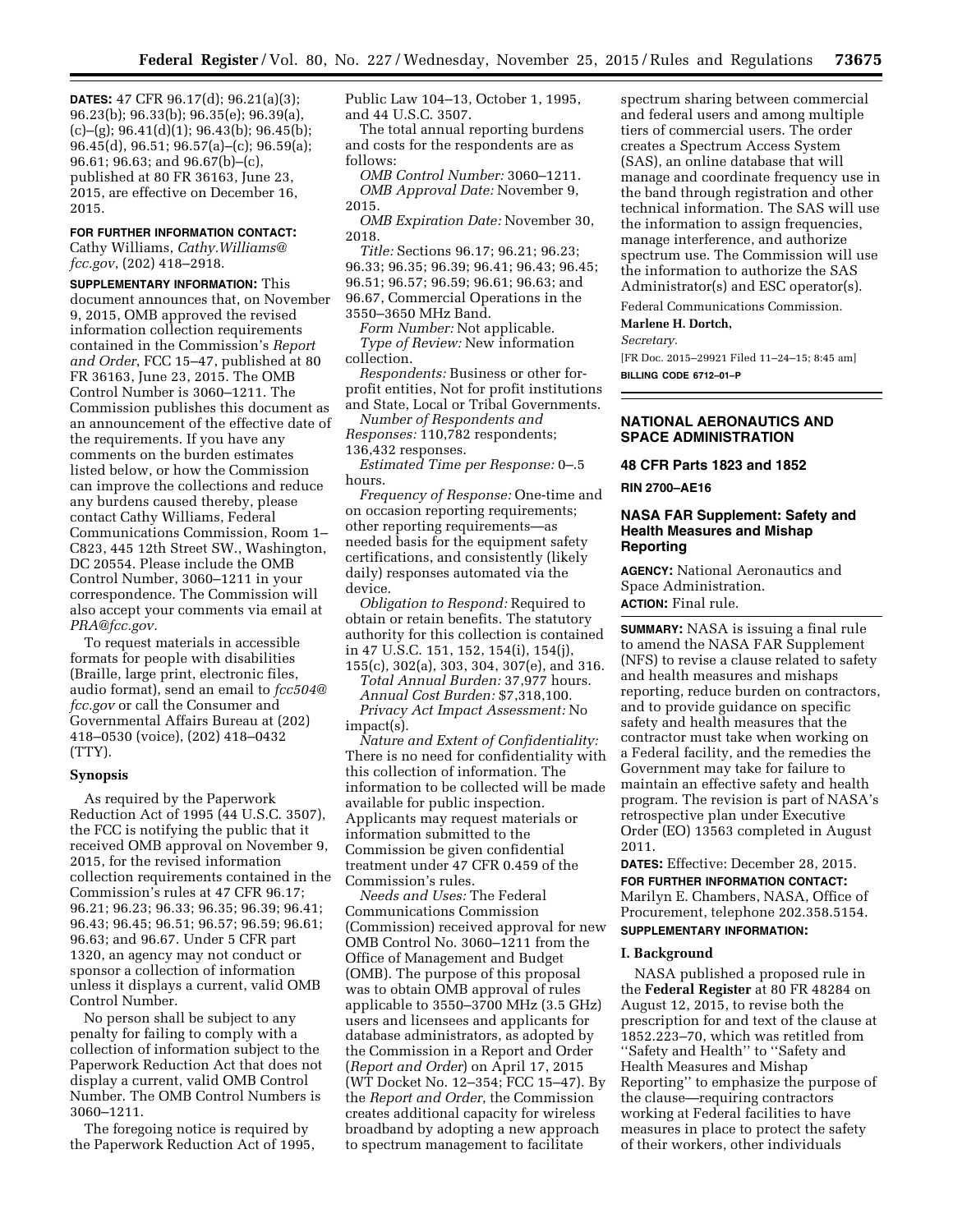**DATES:** 47 CFR 96.17(d); 96.21(a)(3); 96.23(b); 96.33(b); 96.35(e); 96.39(a), (c)–(g); 96.41(d)(1); 96.43(b); 96.45(b); 96.45(d), 96.51; 96.57(a)–(c); 96.59(a); 96.61; 96.63; and 96.67(b)–(c), published at 80 FR 36163, June 23, 2015, are effective on December 16, 2015.

**FOR FURTHER INFORMATION CONTACT:** Cathy Williams, *Cathy.Williams@fcc.gov*, (202) 418–2918.

**SUPPLEMENTARY INFORMATION:** This document announces that, on November 9, 2015, OMB approved the revised information collection requirements contained in the Commission's *Report and Order*, FCC 15–47, published at 80 FR 36163, June 23, 2015. The OMB Control Number is 3060–1211. The Commission publishes this document as an announcement of the effective date of the requirements. If you have any comments on the burden estimates listed below, or how the Commission can improve the collections and reduce any burdens caused thereby, please contact Cathy Williams, Federal Communications Commission, Room 1–C823, 445 12th Street SW., Washington, DC 20554. Please include the OMB Control Number, 3060–1211 in your correspondence. The Commission will also accept your comments via email at *PRA@fcc.gov.*

To request materials in accessible formats for people with disabilities (Braille, large print, electronic files, audio format), send an email to *fcc504@fcc.gov* or call the Consumer and Governmental Affairs Bureau at (202) 418–0530 (voice), (202) 418–0432 (TTY).

### Synopsis

As required by the Paperwork Reduction Act of 1995 (44 U.S.C. 3507), the FCC is notifying the public that it received OMB approval on November 9, 2015, for the revised information collection requirements contained in the Commission's rules at 47 CFR 96.17; 96.21; 96.23; 96.33; 96.35; 96.39; 96.41; 96.43; 96.45; 96.51; 96.57; 96.59; 96.61; 96.63; and 96.67. Under 5 CFR part 1320, an agency may not conduct or sponsor a collection of information unless it displays a current, valid OMB Control Number.

No person shall be subject to any penalty for failing to comply with a collection of information subject to the Paperwork Reduction Act that does not display a current, valid OMB Control Number. The OMB Control Numbers is 3060–1211.

The foregoing notice is required by the Paperwork Reduction Act of 1995, Public Law 104–13, October 1, 1995, and 44 U.S.C. 3507.

The total annual reporting burdens and costs for the respondents are as follows:

*OMB Control Number:* 3060–1211.

*OMB Approval Date:* November 9, 2015.

*OMB Expiration Date:* November 30, 2018.

*Title:* Sections 96.17; 96.21; 96.23; 96.33; 96.35; 96.39; 96.41; 96.43; 96.45; 96.51; 96.57; 96.59; 96.61; 96.63; and 96.67, Commercial Operations in the 3550–3650 MHz Band.

*Form Number:* Not applicable.

*Type of Review:* New information collection.

*Respondents:* Business or other for-profit entities, Not for profit institutions and State, Local or Tribal Governments.

*Number of Respondents and Responses:* 110,782 respondents; 136,432 responses.

*Estimated Time per Response:* 0–.5 hours.

*Frequency of Response:* One-time and on occasion reporting requirements; other reporting requirements—as needed basis for the equipment safety certifications, and consistently (likely daily) responses automated via the device.

*Obligation to Respond:* Required to obtain or retain benefits. The statutory authority for this collection is contained in 47 U.S.C. 151, 152, 154(i), 154(j), 155(c), 302(a), 303, 304, 307(e), and 316.

*Total Annual Burden:* 37,977 hours.

*Annual Cost Burden:* $7,318,100.

*Privacy Act Impact Assessment:* No impact(s).

*Nature and Extent of Confidentiality:* There is no need for confidentiality with this collection of information. The information to be collected will be made available for public inspection. Applicants may request materials or information submitted to the Commission be given confidential treatment under 47 CFR 0.459 of the Commission's rules.

*Needs and Uses:* The Federal Communications Commission (Commission) received approval for new OMB Control No. 3060–1211 from the Office of Management and Budget (OMB). The purpose of this proposal was to obtain OMB approval of rules applicable to 3550–3700 MHz (3.5 GHz) users and licensees and applicants for database administrators, as adopted by the Commission in a Report and Order (*Report and Order*) on April 17, 2015 (WT Docket No. 12–354; FCC 15–47). By the *Report and Order*, the Commission creates additional capacity for wireless broadband by adopting a new approach to spectrum management to facilitate spectrum sharing between commercial and federal users and among multiple tiers of commercial users. The order creates a Spectrum Access System (SAS), an online database that will manage and coordinate frequency use in the band through registration and other technical information. The SAS will use the information to assign frequencies, manage interference, and authorize spectrum use. The Commission will use the information to authorize the SAS Administrator(s) and ESC operator(s).

Federal Communications Commission.

**Marlene H. Dortch,**

*Secretary.*

[FR Doc. 2015–29921 Filed 11–24–15; 8:45 am]

**BILLING CODE 6712–01–P**

## NATIONAL AERONAUTICS AND SPACE ADMINISTRATION

### 48 CFR Parts 1823 and 1852

**RIN 2700–AE16**

### NASA FAR Supplement: Safety and Health Measures and Mishap Reporting

**AGENCY:** National Aeronautics and Space Administration.

**ACTION:** Final rule.

**SUMMARY:** NASA is issuing a final rule to amend the NASA FAR Supplement (NFS) to revise a clause related to safety and health measures and mishaps reporting, reduce burden on contractors, and to provide guidance on specific safety and health measures that the contractor must take when working on a Federal facility, and the remedies the Government may take for failure to maintain an effective safety and health program. The revision is part of NASA's retrospective plan under Executive Order (EO) 13563 completed in August 2011.

**DATES:** Effective: December 28, 2015.

**FOR FURTHER INFORMATION CONTACT:** Marilyn E. Chambers, NASA, Office of Procurement, telephone 202.358.5154.

**SUPPLEMENTARY INFORMATION:**

#### I. Background

NASA published a proposed rule in the **Federal Register** at 80 FR 48284 on August 12, 2015, to revise both the prescription for and text of the clause at 1852.223–70, which was retitled from ''Safety and Health'' to ''Safety and Health Measures and Mishap Reporting'' to emphasize the purpose of the clause—requiring contractors working at Federal facilities to have measures in place to protect the safety of their workers, other individuals